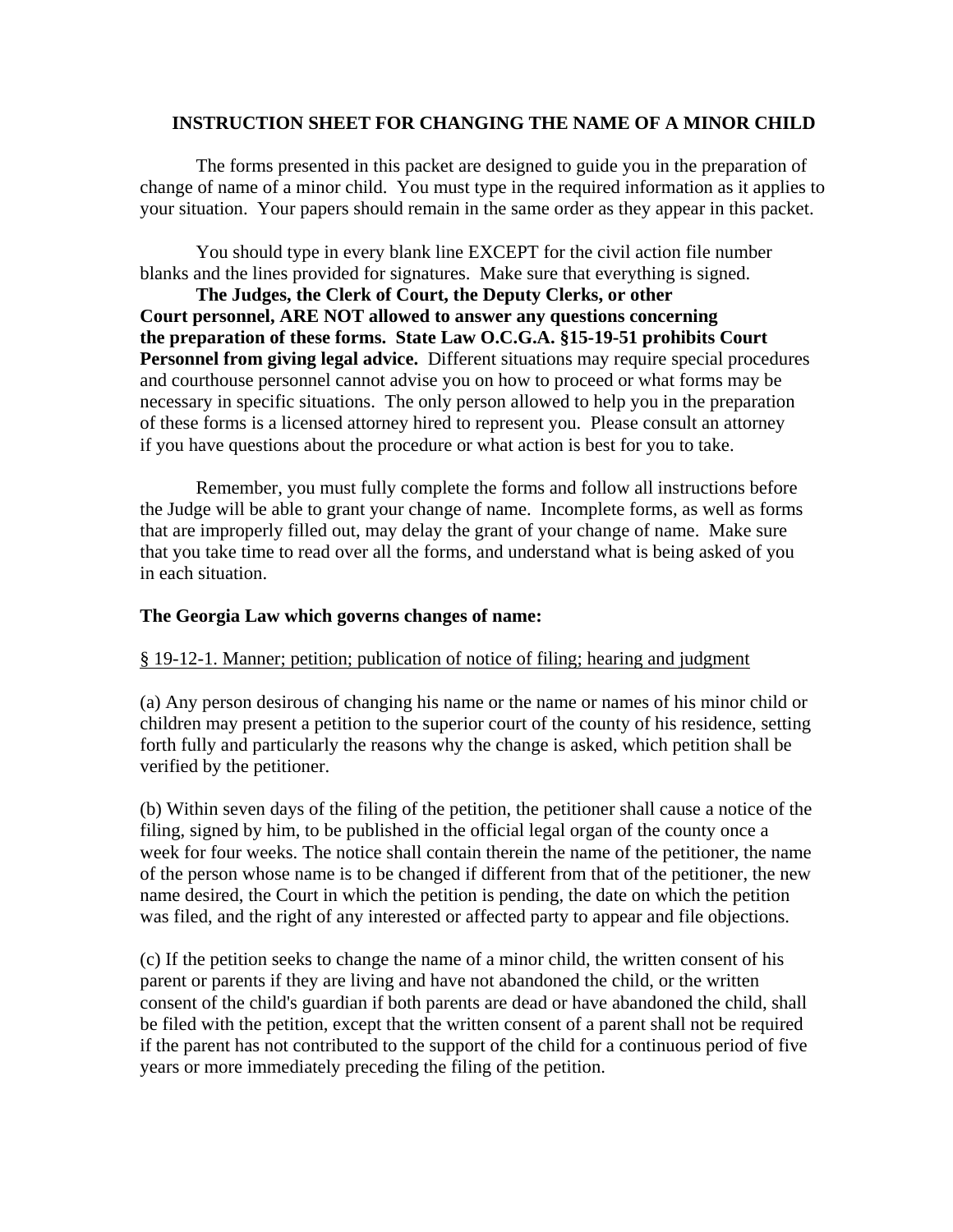# INSTRUCTION SHEET FOR CHANGING THE NAME OF A MINOR CHILD

The forms presented in this packet are designed to guide you in the preparation of change of name of a minor child. You must type in the required information as it applies to your situation. Your papers should remain in the same order as they appear in this packet.

You should type in every blank line EXCEPT for the civil action file number blanks and the lines provided for signatures. Make sure that everything is signed.

**The Judges, the Clerk of Court, the Deputy Clerks, or other Court personnel, ARE NOT allowed to answer any questions concerning the preparation of these forms. State Law O.C.G.A. §15-19-51 prohibits Court Personnel from giving legal advice.** Different situations may require special procedures and courthouse personnel cannot advise you on how to proceed or what forms may be necessary in specific situations. The only person allowed to help you in the preparation of these forms is a licensed attorney hired to represent you. Please consult an attorney if you have questions about the procedure or what action is best for you to take.

Remember, you must fully complete the forms and follow all instructions before the Judge will be able to grant your change of name. Incomplete forms, as well as forms that are improperly filled out, may delay the grant of your change of name. Make sure that you take time to read over all the forms, and understand what is being asked of you in each situation.

**The Georgia Law which governs changes of name:**

§ 19-12-1. Manner; petition; publication of notice of filing; hearing and judgment

(a) Any person desirous of changing his name or the name or names of his minor child or children may present a petition to the superior court of the county of his residence, setting forth fully and particularly the reasons why the change is asked, which petition shall be verified by the petitioner.

(b) Within seven days of the filing of the petition, the petitioner shall cause a notice of the filing, signed by him, to be published in the official legal organ of the county once a week for four weeks. The notice shall contain therein the name of the petitioner, the name of the person whose name is to be changed if different from that of the petitioner, the new name desired, the Court in which the petition is pending, the date on which the petition was filed, and the right of any interested or affected party to appear and file objections.

(c) If the petition seeks to change the name of a minor child, the written consent of his parent or parents if they are living and have not abandoned the child, or the written consent of the child's guardian if both parents are dead or have abandoned the child, shall be filed with the petition, except that the written consent of a parent shall not be required if the parent has not contributed to the support of the child for a continuous period of five years or more immediately preceding the filing of the petition.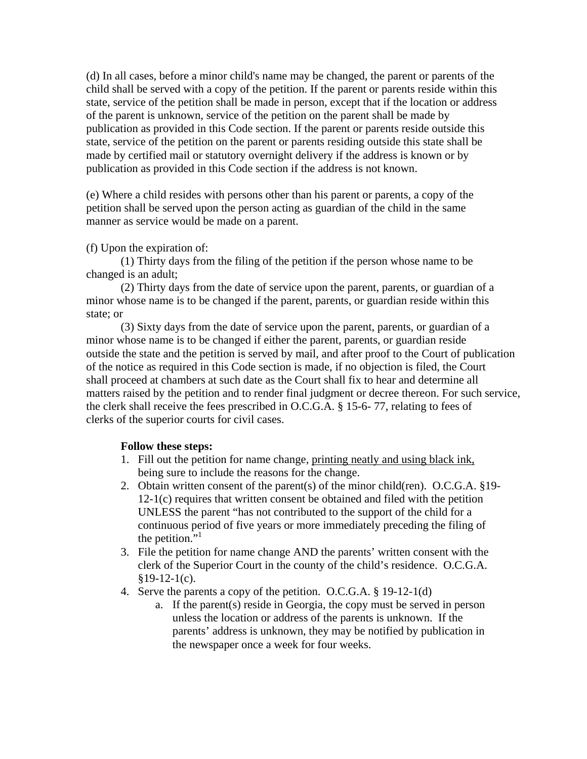(d) In all cases, before a minor child's name may be changed, the parent or parents of the child shall be served with a copy of the petition. If the parent or parents reside within this state, service of the petition shall be made in person, except that if the location or address of the parent is unknown, service of the petition on the parent shall be made by publication as provided in this Code section. If the parent or parents reside outside this state, service of the petition on the parent or parents residing outside this state shall be made by certified mail or statutory overnight delivery if the address is known or by publication as provided in this Code section if the address is not known.

(e) Where a child resides with persons other than his parent or parents, a copy of the petition shall be served upon the person acting as guardian of the child in the same manner as service would be made on a parent.

(f) Upon the expiration of:

(1) Thirty days from the filing of the petition if the person whose name to be changed is an adult;

(2) Thirty days from the date of service upon the parent, parents, or guardian of a minor whose name is to be changed if the parent, parents, or guardian reside within this state; or

(3) Sixty days from the date of service upon the parent, parents, or guardian of a minor whose name is to be changed if either the parent, parents, or guardian reside outside the state and the petition is served by mail, and after proof to the Court of publication of the notice as required in this Code section is made, if no objection is filed, the Court shall proceed at chambers at such date as the Court shall fix to hear and determine all matters raised by the petition and to render final judgment or decree thereon. For such service, the clerk shall receive the fees prescribed in O.C.G.A. § 15-6- 77, relating to fees of clerks of the superior courts for civil cases.

**Follow these steps:**

1. Fill out the petition for name change, printing neatly and using black ink, being sure to include the reasons for the change.
2. Obtain written consent of the parent(s) of the minor child(ren). O.C.G.A. §19-12-1(c) requires that written consent be obtained and filed with the petition UNLESS the parent "has not contributed to the support of the child for a continuous period of five years or more immediately preceding the filing of the petition."[1]
3. File the petition for name change AND the parents' written consent with the clerk of the Superior Court in the county of the child's residence. O.C.G.A. §19-12-1(c).
4. Serve the parents a copy of the petition. O.C.G.A. § 19-12-1(d)
   a. If the parent(s) reside in Georgia, the copy must be served in person unless the location or address of the parents is unknown. If the parents' address is unknown, they may be notified by publication in the newspaper once a week for four weeks.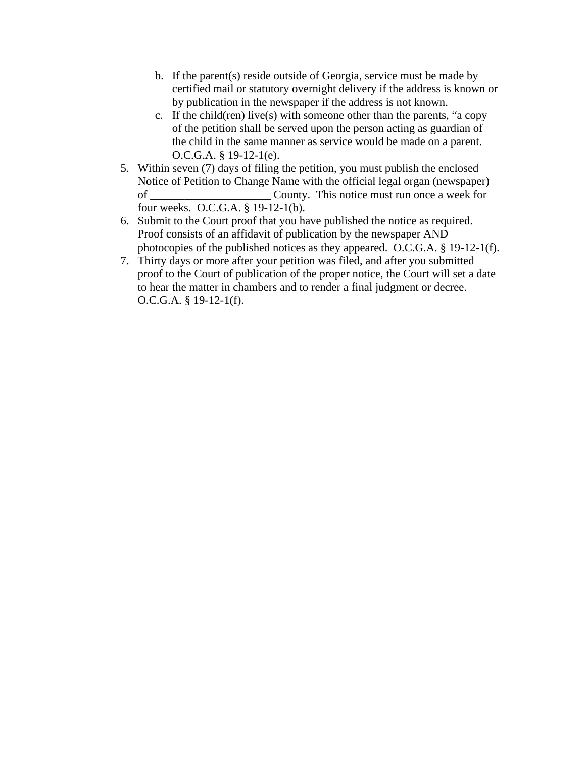b. If the parent(s) reside outside of Georgia, service must be made by certified mail or statutory overnight delivery if the address is known or by publication in the newspaper if the address is not known.
   c. If the child(ren) live(s) with someone other than the parents, "a copy of the petition shall be served upon the person acting as guardian of the child in the same manner as service would be made on a parent. O.C.G.A. § 19-12-1(e).
5. Within seven (7) days of filing the petition, you must publish the enclosed Notice of Petition to Change Name with the official legal organ (newspaper) of _____________________ County. This notice must run once a week for four weeks. O.C.G.A. § 19-12-1(b).
6. Submit to the Court proof that you have published the notice as required. Proof consists of an affidavit of publication by the newspaper AND photocopies of the published notices as they appeared. O.C.G.A. § 19-12-1(f).
7. Thirty days or more after your petition was filed, and after you submitted proof to the Court of publication of the proper notice, the Court will set a date to hear the matter in chambers and to render a final judgment or decree. O.C.G.A. § 19-12-1(f).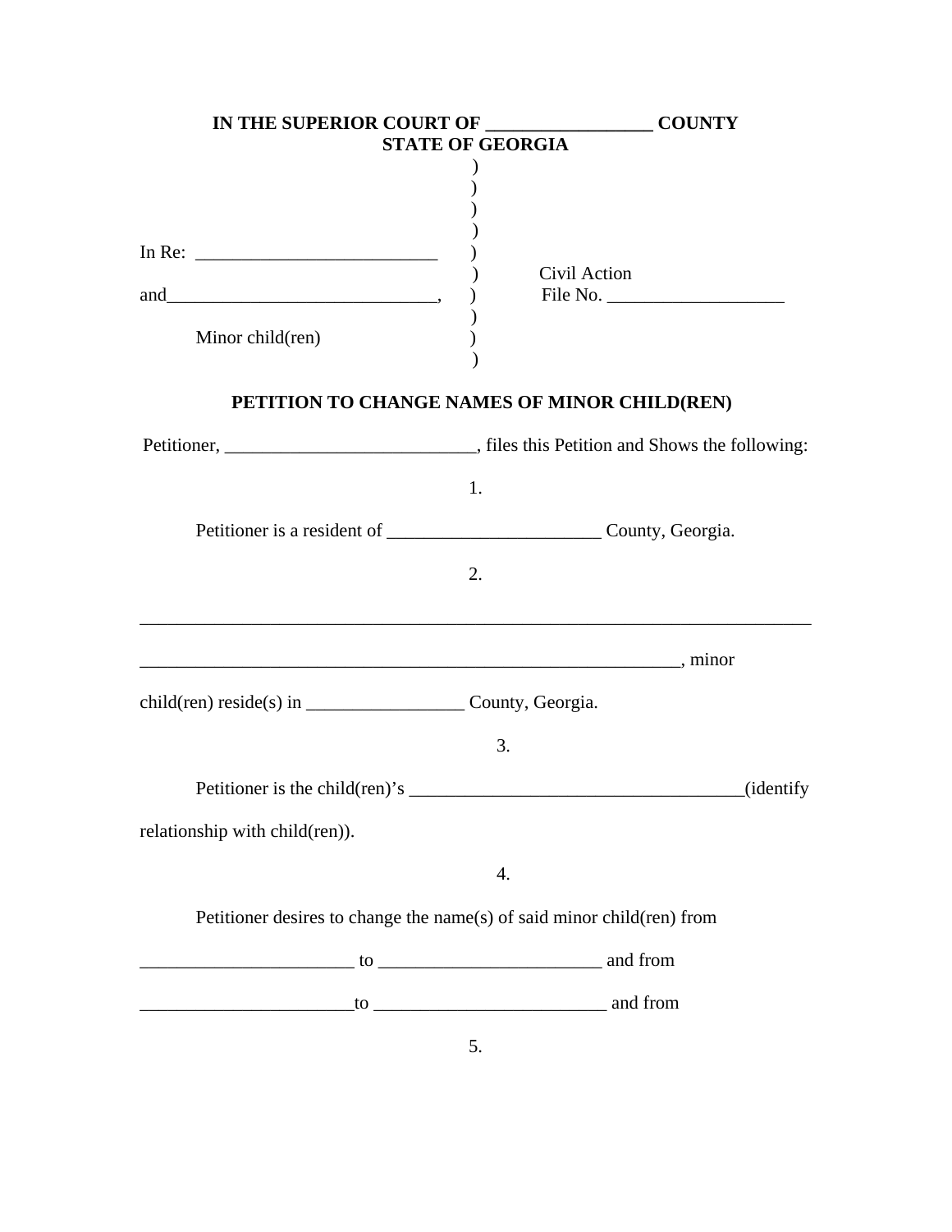**IN THE SUPERIOR COURT OF __________________ COUNTY**
**STATE OF GEORGIA**

| | | |
|---|---|---|
| | ) | |
| | ) | |
| | ) | |
| | ) | |
| In Re: __________________________ | ) | |
| | ) | Civil Action |
| and______________________________, | ) | File No. ___________________ |
| | ) | |
| Minor child(ren) | ) | |
| | ) | |

**PETITION TO CHANGE NAMES OF MINOR CHILD(REN)**

Petitioner, ___________________________, files this Petition and Shows the following:

1.

Petitioner is a resident of _______________________ County, Georgia.

2.

___________________________________________________________________________

____________________________________________________________, minor

child(ren) reside(s) in _________________ County, Georgia.

3.

Petitioner is the child(ren)'s ____________________________________(identify relationship with child(ren)).

4.

Petitioner desires to change the name(s) of said minor child(ren) from

_______________________ to ________________________ and from

_______________________to _________________________ and from

5.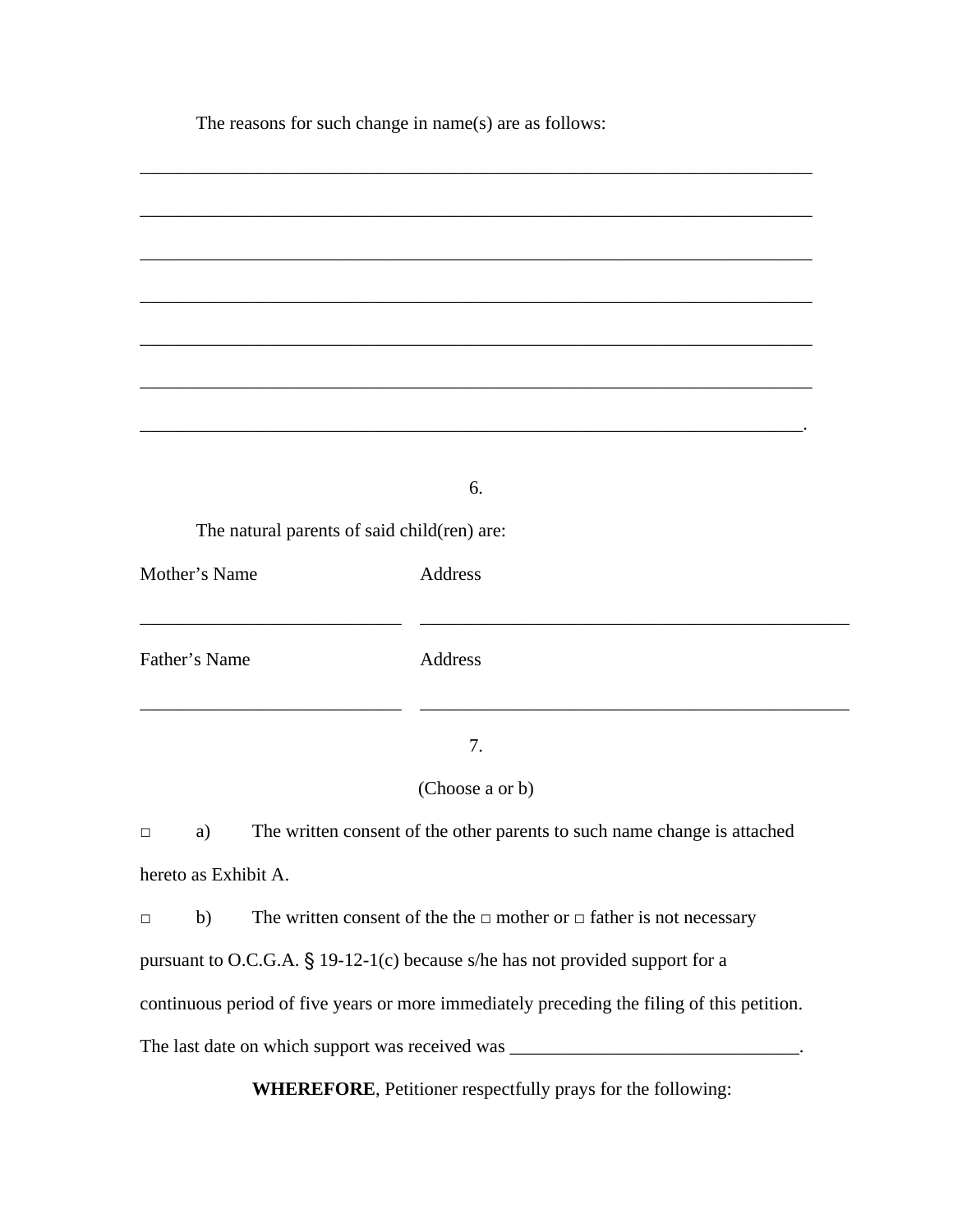The reasons for such change in name(s) are as follows:

\_\_\_\_\_\_\_\_\_\_\_\_\_\_\_\_\_\_\_\_\_\_\_\_\_\_\_\_\_\_\_\_\_\_\_\_\_\_\_\_\_\_\_\_\_\_\_\_\_\_\_\_\_\_\_\_\_\_\_\_\_\_\_\_\_\_\_\_\_\_

\_\_\_\_\_\_\_\_\_\_\_\_\_\_\_\_\_\_\_\_\_\_\_\_\_\_\_\_\_\_\_\_\_\_\_\_\_\_\_\_\_\_\_\_\_\_\_\_\_\_\_\_\_\_\_\_\_\_\_\_\_\_\_\_\_\_\_\_\_\_

\_\_\_\_\_\_\_\_\_\_\_\_\_\_\_\_\_\_\_\_\_\_\_\_\_\_\_\_\_\_\_\_\_\_\_\_\_\_\_\_\_\_\_\_\_\_\_\_\_\_\_\_\_\_\_\_\_\_\_\_\_\_\_\_\_\_\_\_\_\_

\_\_\_\_\_\_\_\_\_\_\_\_\_\_\_\_\_\_\_\_\_\_\_\_\_\_\_\_\_\_\_\_\_\_\_\_\_\_\_\_\_\_\_\_\_\_\_\_\_\_\_\_\_\_\_\_\_\_\_\_\_\_\_\_\_\_\_\_\_\_

\_\_\_\_\_\_\_\_\_\_\_\_\_\_\_\_\_\_\_\_\_\_\_\_\_\_\_\_\_\_\_\_\_\_\_\_\_\_\_\_\_\_\_\_\_\_\_\_\_\_\_\_\_\_\_\_\_\_\_\_\_\_\_\_\_\_\_\_\_\_

\_\_\_\_\_\_\_\_\_\_\_\_\_\_\_\_\_\_\_\_\_\_\_\_\_\_\_\_\_\_\_\_\_\_\_\_\_\_\_\_\_\_\_\_\_\_\_\_\_\_\_\_\_\_\_\_\_\_\_\_\_\_\_\_\_\_\_\_\_\_

\_\_\_\_\_\_\_\_\_\_\_\_\_\_\_\_\_\_\_\_\_\_\_\_\_\_\_\_\_\_\_\_\_\_\_\_\_\_\_\_\_\_\_\_\_\_\_\_\_\_\_\_\_\_\_\_\_\_\_\_\_\_\_\_\_\_\_\_\_.

6.

The natural parents of said child(ren) are:

Mother's Name \_\_\_\_\_\_\_\_\_\_\_\_\_\_\_\_\_\_\_\_\_\_\_\_\_\_\_\_ Address \_\_\_\_\_\_\_\_\_\_\_\_\_\_\_\_\_\_\_\_\_\_\_\_\_\_\_\_\_\_\_\_\_\_\_\_\_\_\_\_\_\_\_\_\_\_\_

Father's Name \_\_\_\_\_\_\_\_\_\_\_\_\_\_\_\_\_\_\_\_\_\_\_\_\_\_\_\_ Address \_\_\_\_\_\_\_\_\_\_\_\_\_\_\_\_\_\_\_\_\_\_\_\_\_\_\_\_\_\_\_\_\_\_\_\_\_\_\_\_\_\_\_\_\_\_\_

7.

(Choose a or b)

□ a) The written consent of the other parents to such name change is attached hereto as Exhibit A.

□ b) The written consent of the the □ mother or □ father is not necessary pursuant to O.C.G.A. § 19-12-1(c) because s/he has not provided support for a continuous period of five years or more immediately preceding the filing of this petition. The last date on which support was received was \_\_\_\_\_\_\_\_\_\_\_\_\_\_\_\_\_\_\_\_\_\_\_\_\_\_\_\_\_\_\_.

**WHEREFORE**, Petitioner respectfully prays for the following: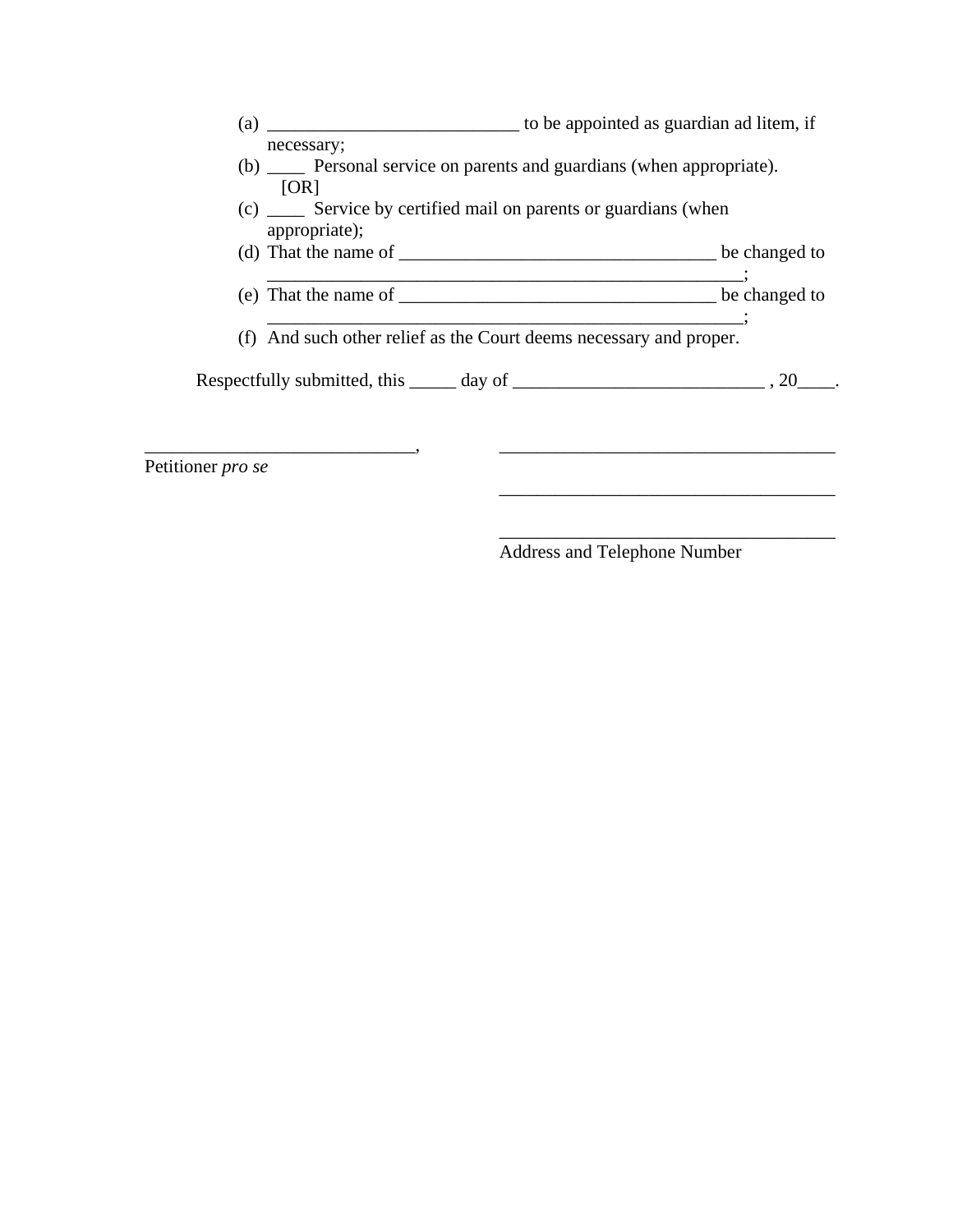(a) ___________________________ to be appointed as guardian ad litem, if necessary;

(b) ____ Personal service on parents and guardians (when appropriate).
[OR]

(c) ____ Service by certified mail on parents or guardians (when appropriate);

(d) That the name of __________________________________ be changed to ___________________________________________________;

(e) That the name of __________________________________ be changed to ___________________________________________________;

(f) And such other relief as the Court deems necessary and proper.

Respectfully submitted, this _____ day of ___________________________ , 20____.

_____________________________,
Petitioner *pro se*

____________________________________

____________________________________

____________________________________
Address and Telephone Number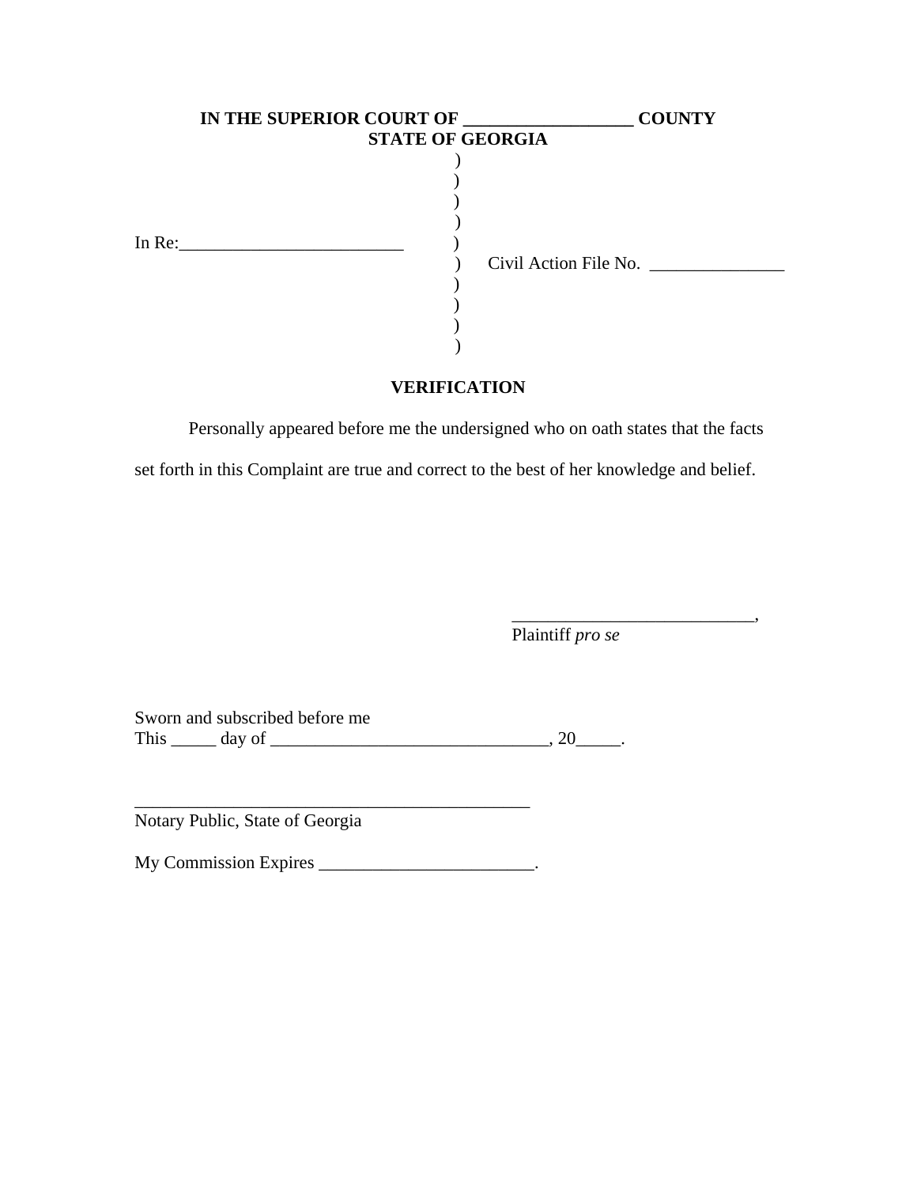**IN THE SUPERIOR COURT OF \_\_\_\_\_\_\_\_\_\_\_\_\_\_\_\_\_\_\_ COUNTY**
**STATE OF GEORGIA**

)
)
)
)
In Re:\_\_\_\_\_\_\_\_\_\_\_\_\_\_\_\_\_\_\_\_\_\_\_\_\_ )
) Civil Action File No. \_\_\_\_\_\_\_\_\_\_\_\_\_\_\_
)
)
)
)

**VERIFICATION**

Personally appeared before me the undersigned who on oath states that the facts set forth in this Complaint are true and correct to the best of her knowledge and belief.

\_\_\_\_\_\_\_\_\_\_\_\_\_\_\_\_\_\_\_\_\_\_\_\_\_\_\_,
Plaintiff *pro se*

Sworn and subscribed before me
This \_\_\_\_\_ day of \_\_\_\_\_\_\_\_\_\_\_\_\_\_\_\_\_\_\_\_\_\_\_\_\_\_\_\_\_\_\_, 20\_\_\_\_\_.

\_\_\_\_\_\_\_\_\_\_\_\_\_\_\_\_\_\_\_\_\_\_\_\_\_\_\_\_\_\_\_\_\_\_\_\_\_\_\_\_\_\_\_\_\_
Notary Public, State of Georgia

My Commission Expires \_\_\_\_\_\_\_\_\_\_\_\_\_\_\_\_\_\_\_\_\_\_\_\_.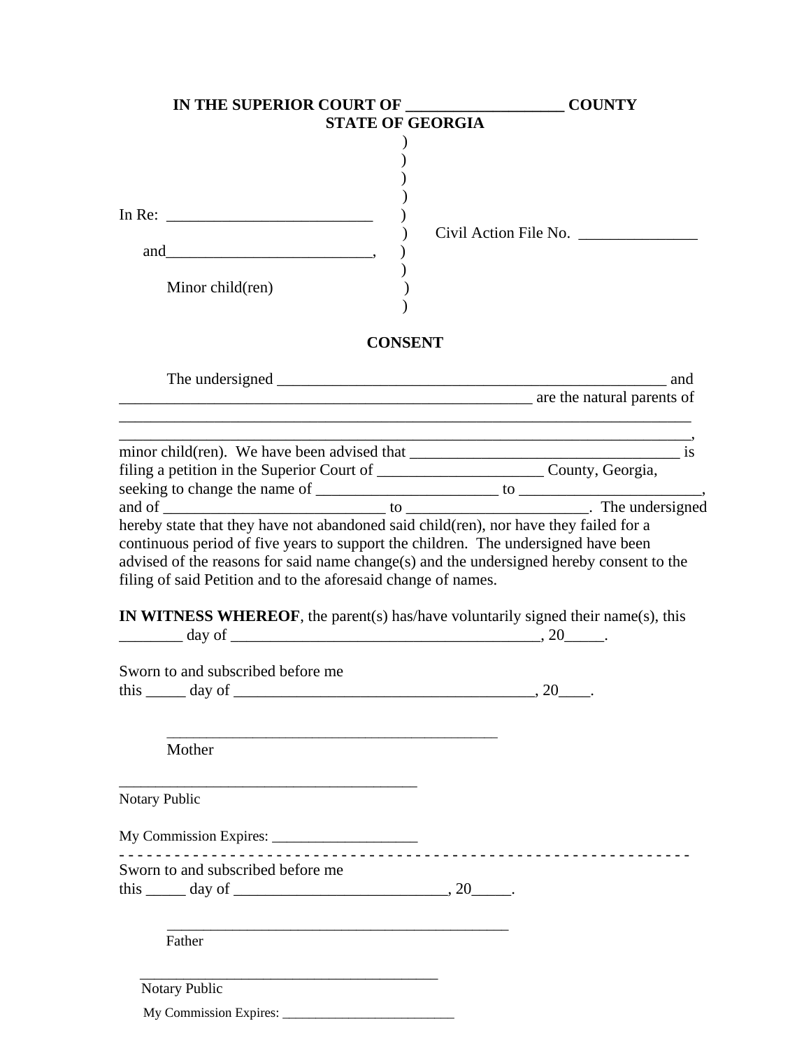**IN THE SUPERIOR COURT OF ___________________ COUNTY**
**STATE OF GEORGIA**

```
                                        )
                                        )
                                        )
                                        )
In Re: _________________________        )
                                        )   Civil Action File No. _______________
   and_________________________,        )
                                        )
       Minor child(ren)                 )
                                        )
```

## CONSENT

The undersigned ___________________________________________________ and ______________________________________________________ are the natural parents of ___________________________________________________________________________ ___________________________________________________________________________, minor child(ren). We have been advised that ___________________________________ is filing a petition in the Superior Court of _____________________ County, Georgia, seeking to change the name of _______________________ to ______________________, and of ____________________________ to _______________________. The undersigned hereby state that they have not abandoned said child(ren), nor have they failed for a continuous period of five years to support the children. The undersigned have been advised of the reasons for said name change(s) and the undersigned hereby consent to the filing of said Petition and to the aforesaid change of names.

**IN WITNESS WHEREOF**, the parent(s) has/have voluntarily signed their name(s), this ________ day of ________________________________________, 20_____.

Sworn to and subscribed before me
this _____ day of ______________________________________, 20____.

____________________________________________
Mother

_______________________________________
Notary Public

My Commission Expires: ____________________

- - - - - - - - - - - - - - - - - - - - - - - - - - - - - - - - - - - - - - - - - - - - - - - - - - - - - - - - - - - - - -

Sworn to and subscribed before me
this _____ day of ___________________________, 20_____.

_____________________________________________
Father

_______________________________________
Notary Public

My Commission Expires: __________________________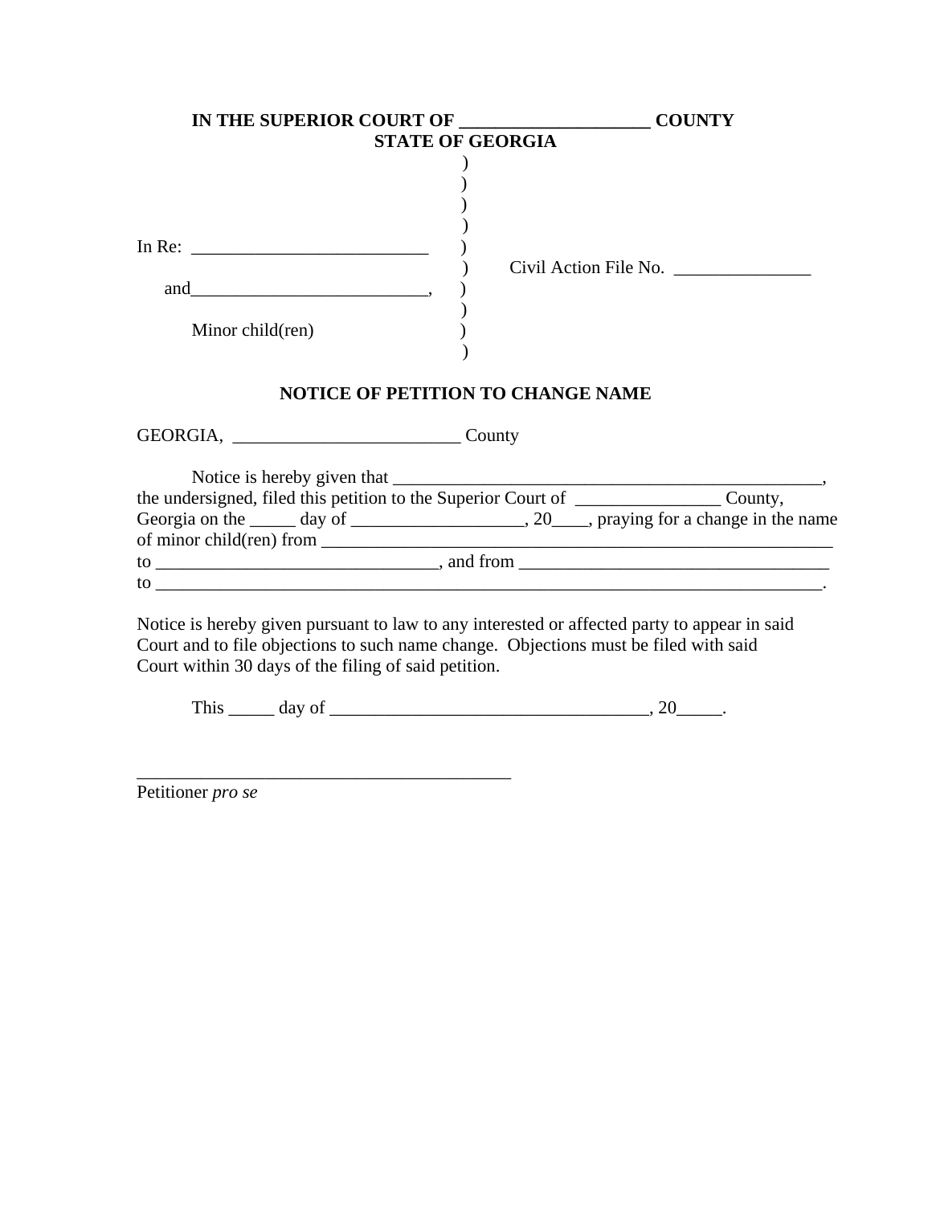**IN THE SUPERIOR COURT OF _____________________ COUNTY**
**STATE OF GEORGIA**

```
                                        )
                                        )
                                        )
                                        )
In Re: __________________________       )
                                        )      Civil Action File No. _______________
    and__________________________,      )
                                        )
        Minor child(ren)                )
                                        )
```

## NOTICE OF PETITION TO CHANGE NAME

GEORGIA, _________________________ County

Notice is hereby given that ________________________________________________, the undersigned, filed this petition to the Superior Court of ________________ County, Georgia on the _____ day of ___________________, 20____, praying for a change in the name of minor child(ren) from __________________________________________________________ to _______________________________, and from __________________________________ to ____________________________________________________________________________.

Notice is hereby given pursuant to law to any interested or affected party to appear in said Court and to file objections to such name change. Objections must be filed with said Court within 30 days of the filing of said petition.

This _____ day of ___________________________________, 20_____.

_________________________________________
Petitioner *pro se*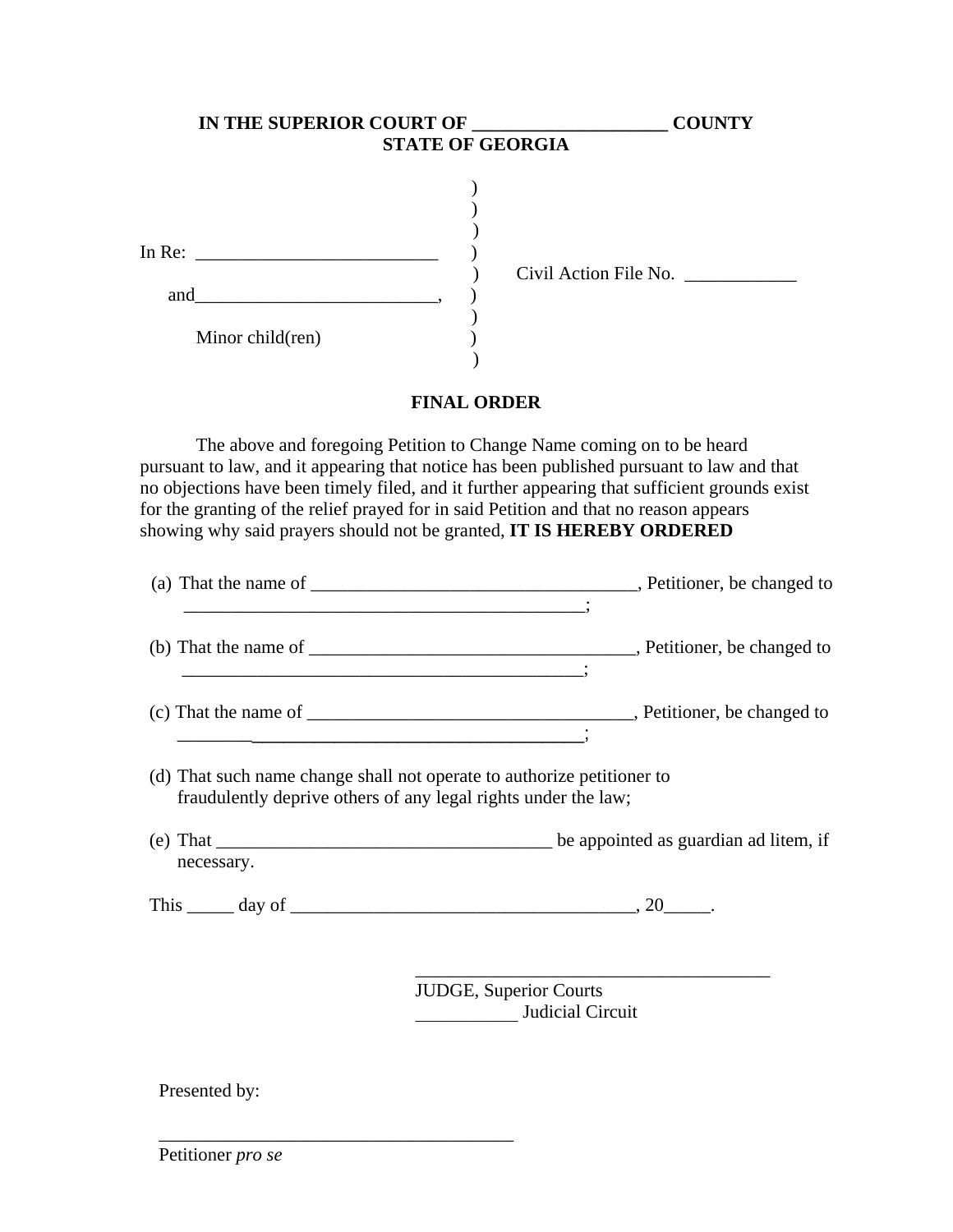**IN THE SUPERIOR COURT OF _____________________ COUNTY**
**STATE OF GEORGIA**

In Re: __________________________ )

and__________________________, ) Civil Action File No. ____________

Minor child(ren) )

**FINAL ORDER**

The above and foregoing Petition to Change Name coming on to be heard pursuant to law, and it appearing that notice has been published pursuant to law and that no objections have been timely filed, and it further appearing that sufficient grounds exist for the granting of the relief prayed for in said Petition and that no reason appears showing why said prayers should not be granted, **IT IS HEREBY ORDERED**

(a) That the name of ____________________________________, Petitioner, be changed to _____________________________________________;

(b) That the name of ____________________________________, Petitioner, be changed to _____________________________________________;

(c) That the name of ____________________________________, Petitioner, be changed to _____________________________________________;

(d) That such name change shall not operate to authorize petitioner to fraudulently deprive others of any legal rights under the law;

(e) That _____________________________________ be appointed as guardian ad litem, if necessary.

This _____ day of _____________________________________, 20_____.

_______________________________________
JUDGE, Superior Courts
___________ Judicial Circuit

Presented by:

_______________________________________
Petitioner *pro se*